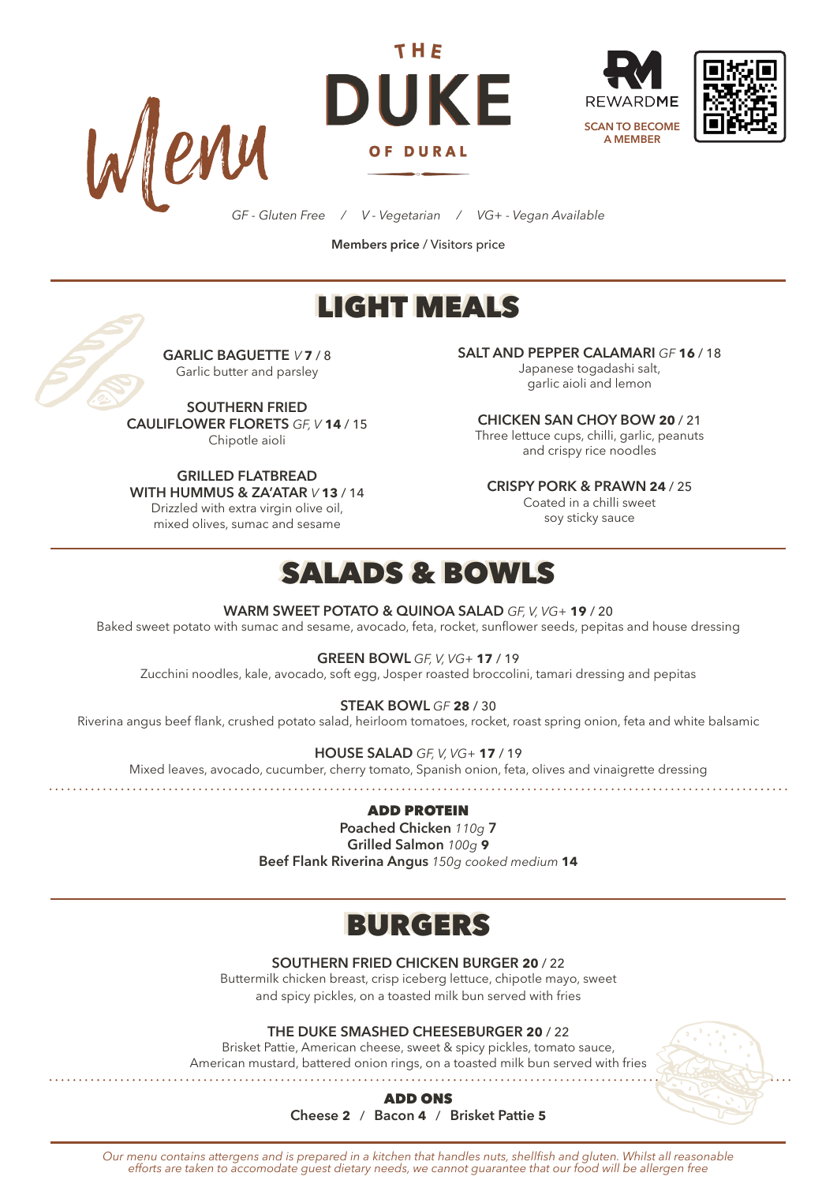# Menu

THE DUKE OF DURAL

REWARDME
SCAN TO BECOME A MEMBER

*GF - Gluten Free / V - Vegetarian / VG+ - Vegan Available*

**Members price** / Visitors price

## LIGHT MEALS

**GARLIC BAGUETTE** *V* **7** / 8
Garlic butter and parsley

**SOUTHERN FRIED CAULIFLOWER FLORETS** *GF, V* **14** / 15
Chipotle aioli

**GRILLED FLATBREAD WITH HUMMUS & ZA'ATAR** *V* **13** / 14
Drizzled with extra virgin olive oil, mixed olives, sumac and sesame

**SALT AND PEPPER CALAMARI** *GF* **16** / 18
Japanese togadashi salt, garlic aioli and lemon

**CHICKEN SAN CHOY BOW 20** / 21
Three lettuce cups, chilli, garlic, peanuts and crispy rice noodles

**CRISPY PORK & PRAWN 24** / 25
Coated in a chilli sweet soy sticky sauce

## SALADS & BOWLS

**WARM SWEET POTATO & QUINOA SALAD** *GF, V, VG+* **19** / 20
Baked sweet potato with sumac and sesame, avocado, feta, rocket, sunflower seeds, pepitas and house dressing

**GREEN BOWL** *GF, V, VG+* **17** / 19
Zucchini noodles, kale, avocado, soft egg, Josper roasted broccolini, tamari dressing and pepitas

**STEAK BOWL** *GF* **28** / 30
Riverina angus beef flank, crushed potato salad, heirloom tomatoes, rocket, roast spring onion, feta and white balsamic

**HOUSE SALAD** *GF, V, VG+* **17** / 19
Mixed leaves, avocado, cucumber, cherry tomato, Spanish onion, feta, olives and vinaigrette dressing

### ADD PROTEIN

**Poached Chicken** *110g* **7**
**Grilled Salmon** *100g* **9**
**Beef Flank Riverina Angus** *150g cooked medium* **14**

## BURGERS

**SOUTHERN FRIED CHICKEN BURGER 20** / 22
Buttermilk chicken breast, crisp iceberg lettuce, chipotle mayo, sweet and spicy pickles, on a toasted milk bun served with fries

**THE DUKE SMASHED CHEESEBURGER 20** / 22
Brisket Pattie, American cheese, sweet & spicy pickles, tomato sauce, American mustard, battered onion rings, on a toasted milk bun served with fries

### ADD ONS

**Cheese 2** / **Bacon 4** / **Brisket Pattie 5**

*Our menu contains attergens and is prepared in a kitchen that handles nuts, shellfish and gluten. Whilst all reasonable efforts are taken to accomodate guest dietary needs, we cannot guarantee that our food will be allergen free*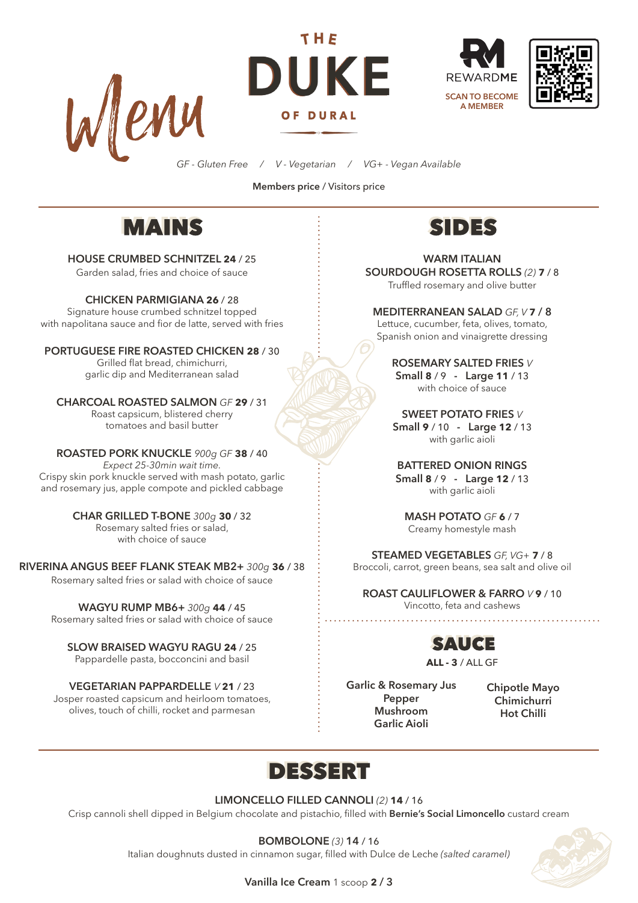# Menu

# THE DUKE OF DURAL

REWARDME
SCAN TO BECOME A MEMBER

*GF - Gluten Free / V - Vegetarian / VG+ - Vegan Available*

**Members price** / Visitors price

## MAINS

**HOUSE CRUMBED SCHNITZEL 24** / 25
Garden salad, fries and choice of sauce

**CHICKEN PARMIGIANA 26** / 28
Signature house crumbed schnitzel topped with napolitana sauce and fior de latte, served with fries

**PORTUGUESE FIRE ROASTED CHICKEN 28** / 30
Grilled flat bread, chimichurri, garlic dip and Mediterranean salad

**CHARCOAL ROASTED SALMON** *GF* **29** / 31
Roast capsicum, blistered cherry tomatoes and basil butter

**ROASTED PORK KNUCKLE** *900g GF* **38** / 40
*Expect 25-30min wait time.*
Crispy skin pork knuckle served with mash potato, garlic and rosemary jus, apple compote and pickled cabbage

**CHAR GRILLED T-BONE** *300g* **30** / 32
Rosemary salted fries or salad, with choice of sauce

**RIVERINA ANGUS BEEF FLANK STEAK MB2+** *300g* **36** / 38
Rosemary salted fries or salad with choice of sauce

**WAGYU RUMP MB6+** *300g* **44** / 45
Rosemary salted fries or salad with choice of sauce

**SLOW BRAISED WAGYU RAGU 24** / 25
Pappardelle pasta, bocconcini and basil

**VEGETARIAN PAPPARDELLE** *V* **21** / 23
Josper roasted capsicum and heirloom tomatoes, olives, touch of chilli, rocket and parmesan

## SIDES

**WARM ITALIAN SOURDOUGH ROSETTA ROLLS** *(2)* **7** / 8
Truffled rosemary and olive butter

**MEDITERRANEAN SALAD** *GF, V* **7 / 8**
Lettuce, cucumber, feta, olives, tomato, Spanish onion and vinaigrette dressing

**ROSEMARY SALTED FRIES** *V*
**Small 8** / 9 - **Large 11** / 13
with choice of sauce

**SWEET POTATO FRIES** *V*
**Small 9** / 10 - **Large 12** / 13
with garlic aioli

**BATTERED ONION RINGS**
**Small 8** / 9 - **Large 12** / 13
with garlic aioli

**MASH POTATO** *GF* **6** / 7
Creamy homestyle mash

**STEAMED VEGETABLES** *GF, VG+* **7** / 8
Broccoli, carrot, green beans, sea salt and olive oil

**ROAST CAULIFLOWER & FARRO** *V* **9** / 10
Vincotto, feta and cashews

## SAUCE

**ALL - 3** / ALL GF

**Garlic & Rosemary Jus**
**Pepper**
**Mushroom**
**Garlic Aioli**
**Chipotle Mayo**
**Chimichurri**
**Hot Chilli**

## DESSERT

**LIMONCELLO FILLED CANNOLI** *(2)* **14** / 16
Crisp cannoli shell dipped in Belgium chocolate and pistachio, filled with **Bernie's Social Limoncello** custard cream

**BOMBOLONE** *(3)* **14** / 16
Italian doughnuts dusted in cinnamon sugar, filled with Dulce de Leche *(salted caramel)*

**Vanilla Ice Cream** 1 scoop **2 / 3**